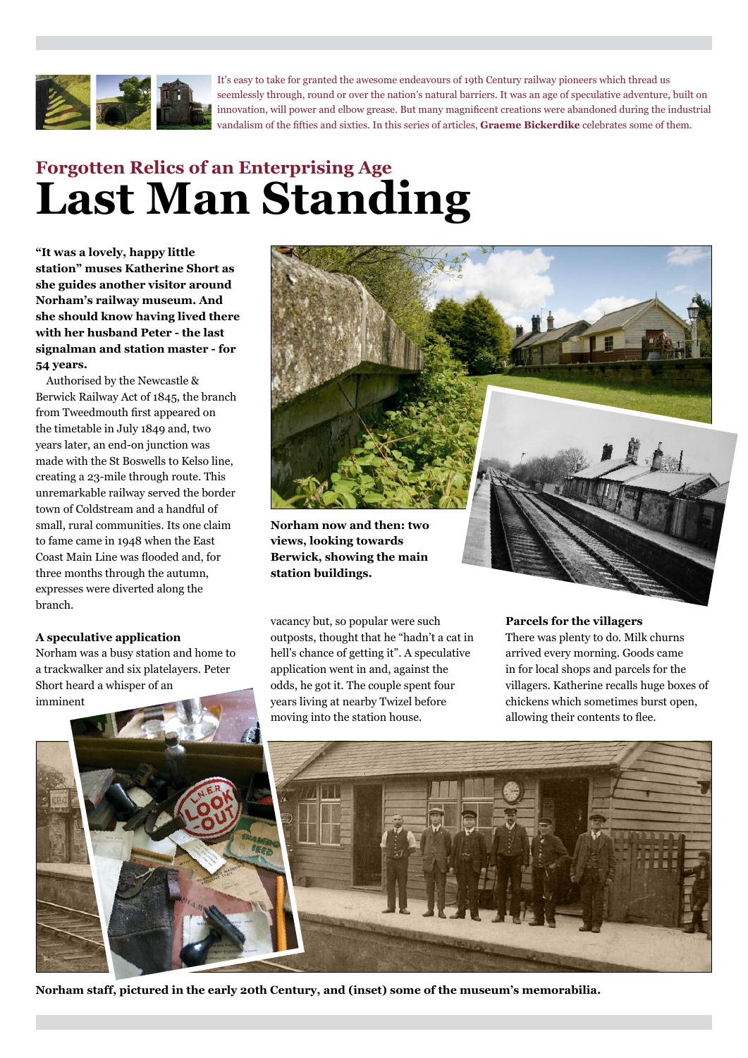It's easy to take for granted the awesome endeavours of 19th Century railway pioneers which thread us seemlessly through, round or over the nation's natural barriers. It was an age of speculative adventure, built on innovation, will power and elbow grease. But many magnificent creations were abandoned during the industrial vandalism of the fifties and sixties. In this series of articles, **Graeme Bickerdike** celebrates some of them.

## Forgotten Relics of an Enterprising Age

# Last Man Standing

**"It was a lovely, happy little station" muses Katherine Short as she guides another visitor around Norham's railway museum. And she should know having lived there with her husband Peter - the last signalman and station master - for 54 years.**

Authorised by the Newcastle & Berwick Railway Act of 1845, the branch from Tweedmouth first appeared on the timetable in July 1849 and, two years later, an end-on junction was made with the St Boswells to Kelso line, creating a 23-mile through route. This unremarkable railway served the border town of Coldstream and a handful of small, rural communities. Its one claim to fame came in 1948 when the East Coast Main Line was flooded and, for three months through the autumn, expresses were diverted along the branch.

**Norham now and then: two views, looking towards Berwick, showing the main station buildings.**

### A speculative application

Norham was a busy station and home to a trackwalker and six platelayers. Peter Short heard a whisper of an imminent vacancy but, so popular were such outposts, thought that he "hadn't a cat in hell's chance of getting it". A speculative application went in and, against the odds, he got it. The couple spent four years living at nearby Twizel before moving into the station house.

### Parcels for the villagers

There was plenty to do. Milk churns arrived every morning. Goods came in for local shops and parcels for the villagers. Katherine recalls huge boxes of chickens which sometimes burst open, allowing their contents to flee.

**Norham staff, pictured in the early 20th Century, and (inset) some of the museum's memorabilia.**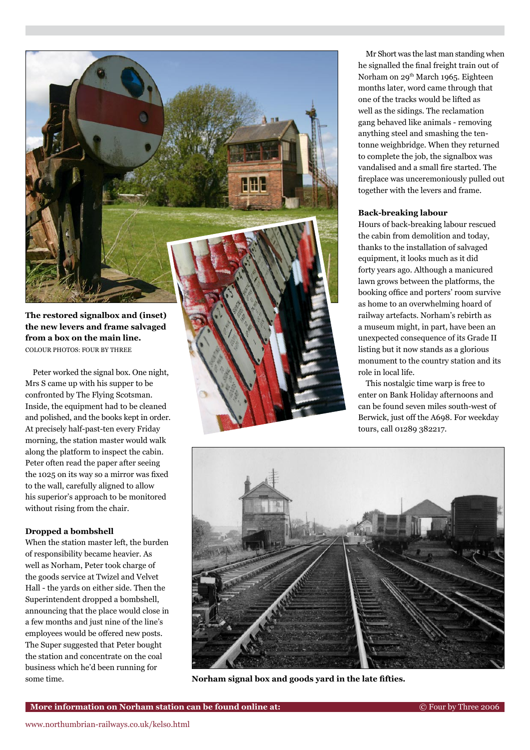The restored signalbox and (inset) the new levers and frame salvaged from a box on the main line.

COLOUR PHOTOS: FOUR BY THREE

Peter worked the signal box. One night, Mrs S came up with his supper to be confronted by The Flying Scotsman. Inside, the equipment had to be cleaned and polished, and the books kept in order. At precisely half-past-ten every Friday morning, the station master would walk along the platform to inspect the cabin. Peter often read the paper after seeing the 1025 on its way so a mirror was fixed to the wall, carefully aligned to allow his superior's approach to be monitored without rising from the chair.

**Dropped a bombshell**

When the station master left, the burden of responsibility became heavier. As well as Norham, Peter took charge of the goods service at Twizel and Velvet Hall - the yards on either side. Then the Superintendent dropped a bombshell, announcing that the place would close in a few months and just nine of the line's employees would be offered new posts. The Super suggested that Peter bought the station and concentrate on the coal business which he'd been running for some time.

Mr Short was the last man standing when he signalled the final freight train out of Norham on 29th March 1965. Eighteen months later, word came through that one of the tracks would be lifted as well as the sidings. The reclamation gang behaved like animals - removing anything steel and smashing the ten-tonne weighbridge. When they returned to complete the job, the signalbox was vandalised and a small fire started. The fireplace was unceremoniously pulled out together with the levers and frame.

**Back-breaking labour**

Hours of back-breaking labour rescued the cabin from demolition and today, thanks to the installation of salvaged equipment, it looks much as it did forty years ago. Although a manicured lawn grows between the platforms, the booking office and porters' room survive as home to an overwhelming hoard of railway artefacts. Norham's rebirth as a museum might, in part, have been an unexpected consequence of its Grade II listing but it now stands as a glorious monument to the country station and its role in local life.

This nostalgic time warp is free to enter on Bank Holiday afternoons and can be found seven miles south-west of Berwick, just off the A698. For weekday tours, call 01289 382217.

**Norham signal box and goods yard in the late fifties.**

**More information on Norham station can be found online at:** © Four by Three 2006

www.northumbrian-railways.co.uk/kelso.html